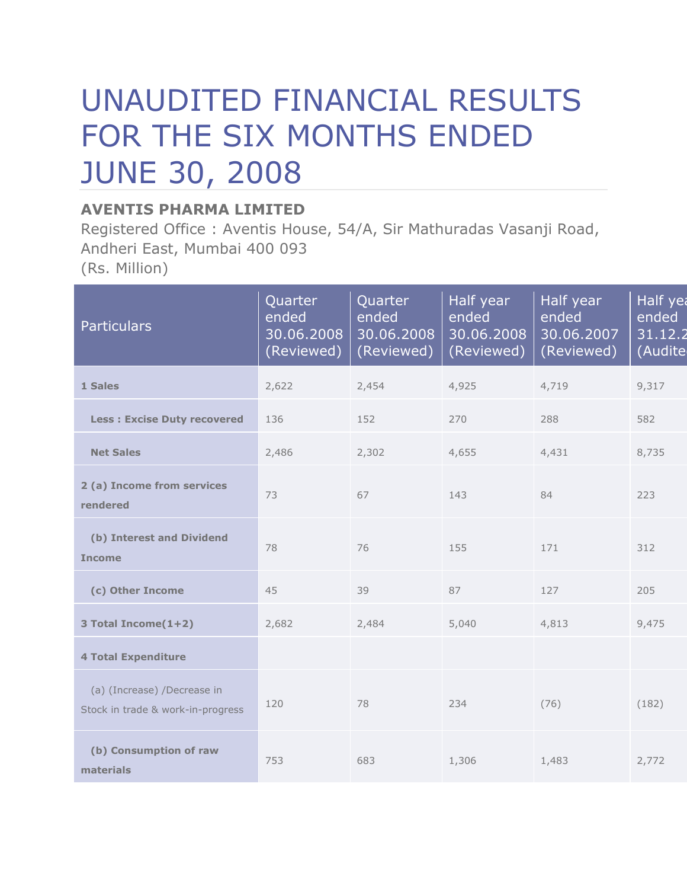# UNAUDITED FINANCIAL RESULTS FOR THE SIX MONTHS ENDED JUNE 30, 2008

**AVENTIS PHARMA LIMITED**

Registered Office : Aventis House, 54/A, Sir Mathuradas Vasanji Road, Andheri East, Mumbai 400 093

(Rs. Million)

| Particulars | Quarter ended 30.06.2008 (Reviewed) | Quarter ended 30.06.2008 (Reviewed) | Half year ended 30.06.2008 (Reviewed) | Half year ended 30.06.2007 (Reviewed) | Half year ended 31.12.2 (Audite |
|---|---|---|---|---|---|
| **1 Sales** | 2,622 | 2,454 | 4,925 | 4,719 | 9,317 |
| **Less : Excise Duty recovered** | 136 | 152 | 270 | 288 | 582 |
| **Net Sales** | 2,486 | 2,302 | 4,655 | 4,431 | 8,735 |
| **2 (a) Income from services rendered** | 73 | 67 | 143 | 84 | 223 |
| **(b) Interest and Dividend Income** | 78 | 76 | 155 | 171 | 312 |
| **(c) Other Income** | 45 | 39 | 87 | 127 | 205 |
| **3 Total Income(1+2)** | 2,682 | 2,484 | 5,040 | 4,813 | 9,475 |
| **4 Total Expenditure** | | | | | |
| (a) (Increase) /Decrease in Stock in trade & work-in-progress | 120 | 78 | 234 | (76) | (182) |
| **(b) Consumption of raw materials** | 753 | 683 | 1,306 | 1,483 | 2,772 |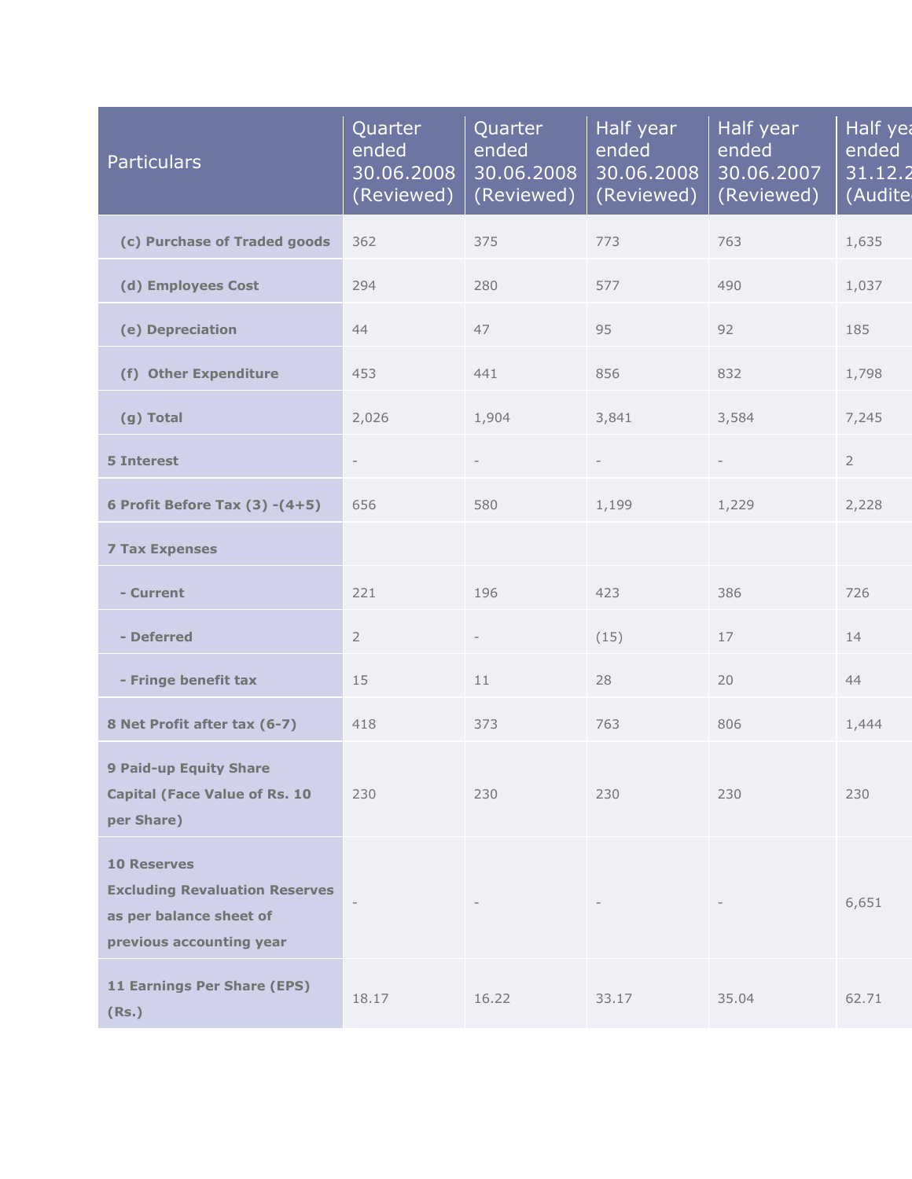| Particulars | Quarter ended 30.06.2008 (Reviewed) | Quarter ended 30.06.2008 (Reviewed) | Half year ended 30.06.2008 (Reviewed) | Half year ended 30.06.2007 (Reviewed) | Half year ended 31.12.2 (Audite |
|---|---|---|---|---|---|
| (c) Purchase of Traded goods | 362 | 375 | 773 | 763 | 1,635 |
| (d) Employees Cost | 294 | 280 | 577 | 490 | 1,037 |
| (e) Depreciation | 44 | 47 | 95 | 92 | 185 |
| (f) Other Expenditure | 453 | 441 | 856 | 832 | 1,798 |
| (g) Total | 2,026 | 1,904 | 3,841 | 3,584 | 7,245 |
| 5 Interest | - | - | - | - | 2 |
| 6 Profit Before Tax (3) -(4+5) | 656 | 580 | 1,199 | 1,229 | 2,228 |
| 7 Tax Expenses | | | | | |
| - Current | 221 | 196 | 423 | 386 | 726 |
| - Deferred | 2 | - | (15) | 17 | 14 |
| - Fringe benefit tax | 15 | 11 | 28 | 20 | 44 |
| 8 Net Profit after tax (6-7) | 418 | 373 | 763 | 806 | 1,444 |
| 9 Paid-up Equity Share Capital (Face Value of Rs. 10 per Share) | 230 | 230 | 230 | 230 | 230 |
| 10 Reserves Excluding Revaluation Reserves as per balance sheet of previous accounting year | - | - | - | - | 6,651 |
| 11 Earnings Per Share (EPS) (Rs.) | 18.17 | 16.22 | 33.17 | 35.04 | 62.71 |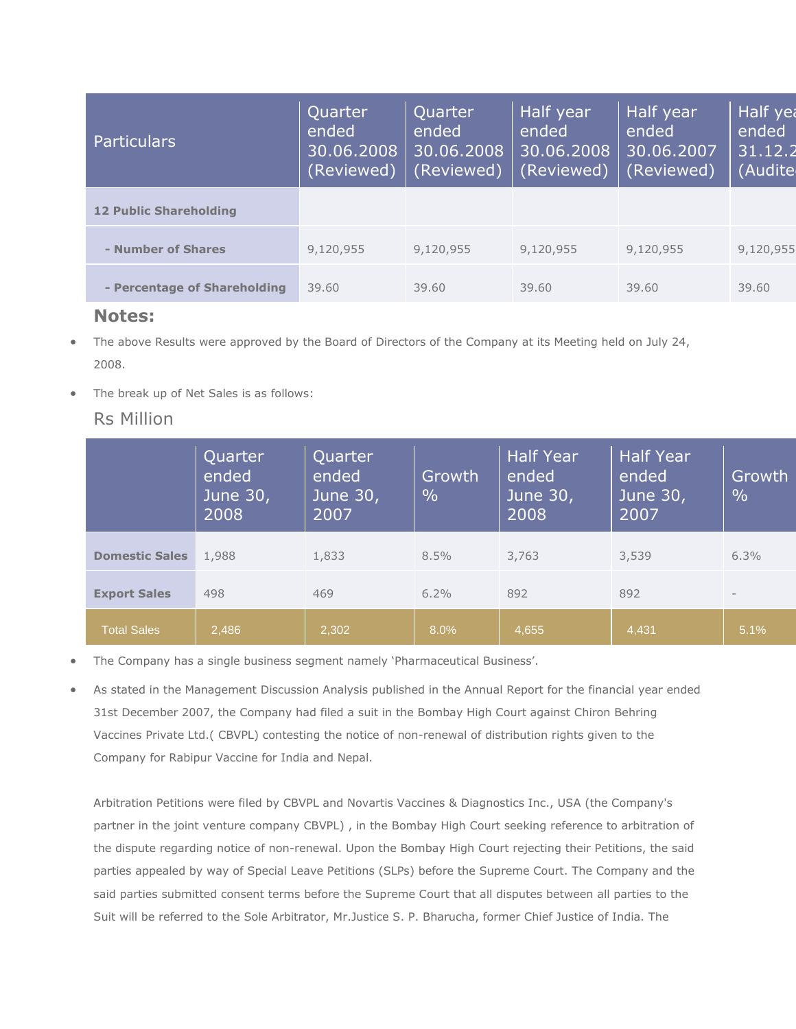| Particulars | Quarter ended 30.06.2008 (Reviewed) | Quarter ended 30.06.2008 (Reviewed) | Half year ended 30.06.2008 (Reviewed) | Half year ended 30.06.2007 (Reviewed) | Half year ended 31.12.2 (Audite |
|---|---|---|---|---|---|
| **12 Public Shareholding** | | | | | |
| **- Number of Shares** | 9,120,955 | 9,120,955 | 9,120,955 | 9,120,955 | 9,120,955 |
| **- Percentage of Shareholding** | 39.60 | 39.60 | 39.60 | 39.60 | 39.60 |

## Notes:

- The above Results were approved by the Board of Directors of the Company at its Meeting held on July 24, 2008.
- The break up of Net Sales is as follows:

Rs Million

| | Quarter ended June 30, 2008 | Quarter ended June 30, 2007 | Growth % | Half Year ended June 30, 2008 | Half Year ended June 30, 2007 | Growth % |
|---|---|---|---|---|---|---|
| **Domestic Sales** | 1,988 | 1,833 | 8.5% | 3,763 | 3,539 | 6.3% |
| **Export Sales** | 498 | 469 | 6.2% | 892 | 892 | - |
| Total Sales | 2,486 | 2,302 | 8.0% | 4,655 | 4,431 | 5.1% |

- The Company has a single business segment namely 'Pharmaceutical Business'.
- As stated in the Management Discussion Analysis published in the Annual Report for the financial year ended 31st December 2007, the Company had filed a suit in the Bombay High Court against Chiron Behring Vaccines Private Ltd.( CBVPL) contesting the notice of non-renewal of distribution rights given to the Company for Rabipur Vaccine for India and Nepal.

  Arbitration Petitions were filed by CBVPL and Novartis Vaccines & Diagnostics Inc., USA (the Company's partner in the joint venture company CBVPL) , in the Bombay High Court seeking reference to arbitration of the dispute regarding notice of non-renewal. Upon the Bombay High Court rejecting their Petitions, the said parties appealed by way of Special Leave Petitions (SLPs) before the Supreme Court. The Company and the said parties submitted consent terms before the Supreme Court that all disputes between all parties to the Suit will be referred to the Sole Arbitrator, Mr.Justice S. P. Bharucha, former Chief Justice of India. The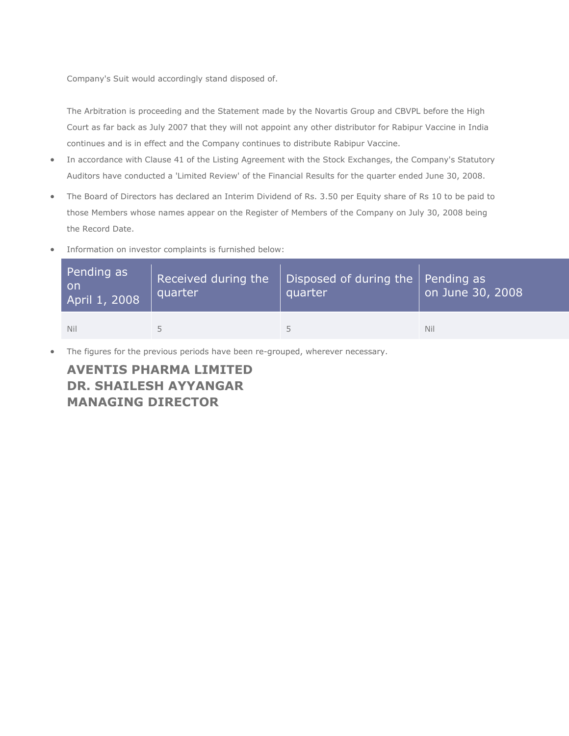Company's Suit would accordingly stand disposed of.

The Arbitration is proceeding and the Statement made by the Novartis Group and CBVPL before the High Court as far back as July 2007 that they will not appoint any other distributor for Rabipur Vaccine in India continues and is in effect and the Company continues to distribute Rabipur Vaccine.

- In accordance with Clause 41 of the Listing Agreement with the Stock Exchanges, the Company's Statutory Auditors have conducted a 'Limited Review' of the Financial Results for the quarter ended June 30, 2008.
- The Board of Directors has declared an Interim Dividend of Rs. 3.50 per Equity share of Rs 10 to be paid to those Members whose names appear on the Register of Members of the Company on July 30, 2008 being the Record Date.
- Information on investor complaints is furnished below:

| Pending as on April 1, 2008 | Received during the quarter | Disposed of during the quarter | Pending as on June 30, 2008 |
|---|---|---|---|
| Nil | 5 | 5 | Nil |

- The figures for the previous periods have been re-grouped, wherever necessary.

**AVENTIS PHARMA LIMITED**
**DR. SHAILESH AYYANGAR**
**MANAGING DIRECTOR**